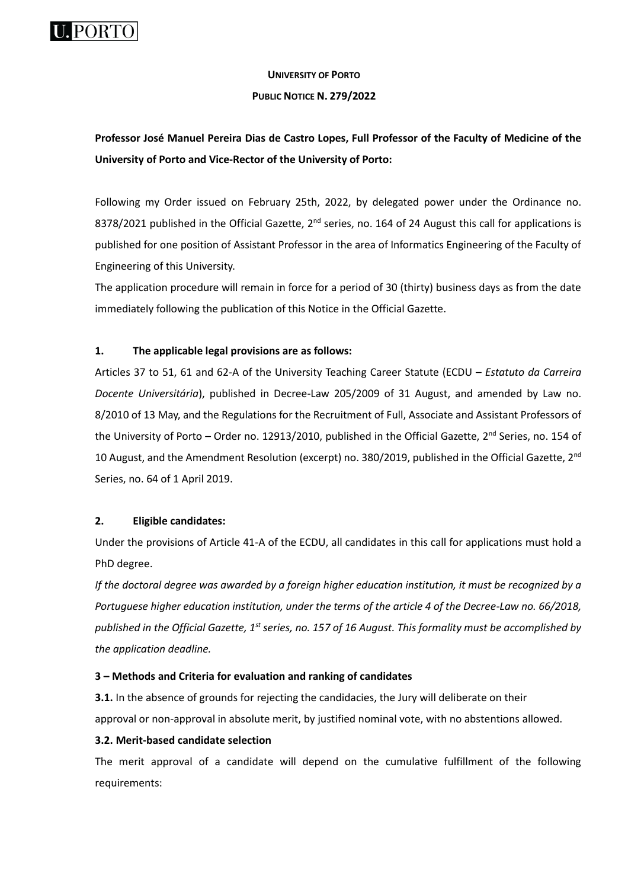**UNIVERSITY OF PORTO**

**PUBLIC NOTICE N. 279/2022**

**Professor José Manuel Pereira Dias de Castro Lopes, Full Professor of the Faculty of Medicine of the University of Porto and Vice-Rector of the University of Porto:**

Following my Order issued on February 25th, 2022, by delegated power under the Ordinance no. 8378/2021 published in the Official Gazette, 2nd series, no. 164 of 24 August this call for applications is published for one position of Assistant Professor in the area of Informatics Engineering of the Faculty of Engineering of this University.

The application procedure will remain in force for a period of 30 (thirty) business days as from the date immediately following the publication of this Notice in the Official Gazette.

**1. The applicable legal provisions are as follows:**

Articles 37 to 51, 61 and 62-A of the University Teaching Career Statute (ECDU – *Estatuto da Carreira Docente Universitária*), published in Decree-Law 205/2009 of 31 August, and amended by Law no. 8/2010 of 13 May, and the Regulations for the Recruitment of Full, Associate and Assistant Professors of the University of Porto – Order no. 12913/2010, published in the Official Gazette, 2nd Series, no. 154 of 10 August, and the Amendment Resolution (excerpt) no. 380/2019, published in the Official Gazette, 2nd Series, no. 64 of 1 April 2019.

**2. Eligible candidates:**

Under the provisions of Article 41-A of the ECDU, all candidates in this call for applications must hold a PhD degree.

*If the doctoral degree was awarded by a foreign higher education institution, it must be recognized by a Portuguese higher education institution, under the terms of the article 4 of the Decree-Law no. 66/2018, published in the Official Gazette, 1st series, no. 157 of 16 August. This formality must be accomplished by the application deadline.*

**3 – Methods and Criteria for evaluation and ranking of candidates**

**3.1.** In the absence of grounds for rejecting the candidacies, the Jury will deliberate on their approval or non-approval in absolute merit, by justified nominal vote, with no abstentions allowed.

**3.2. Merit-based candidate selection**

The merit approval of a candidate will depend on the cumulative fulfillment of the following requirements: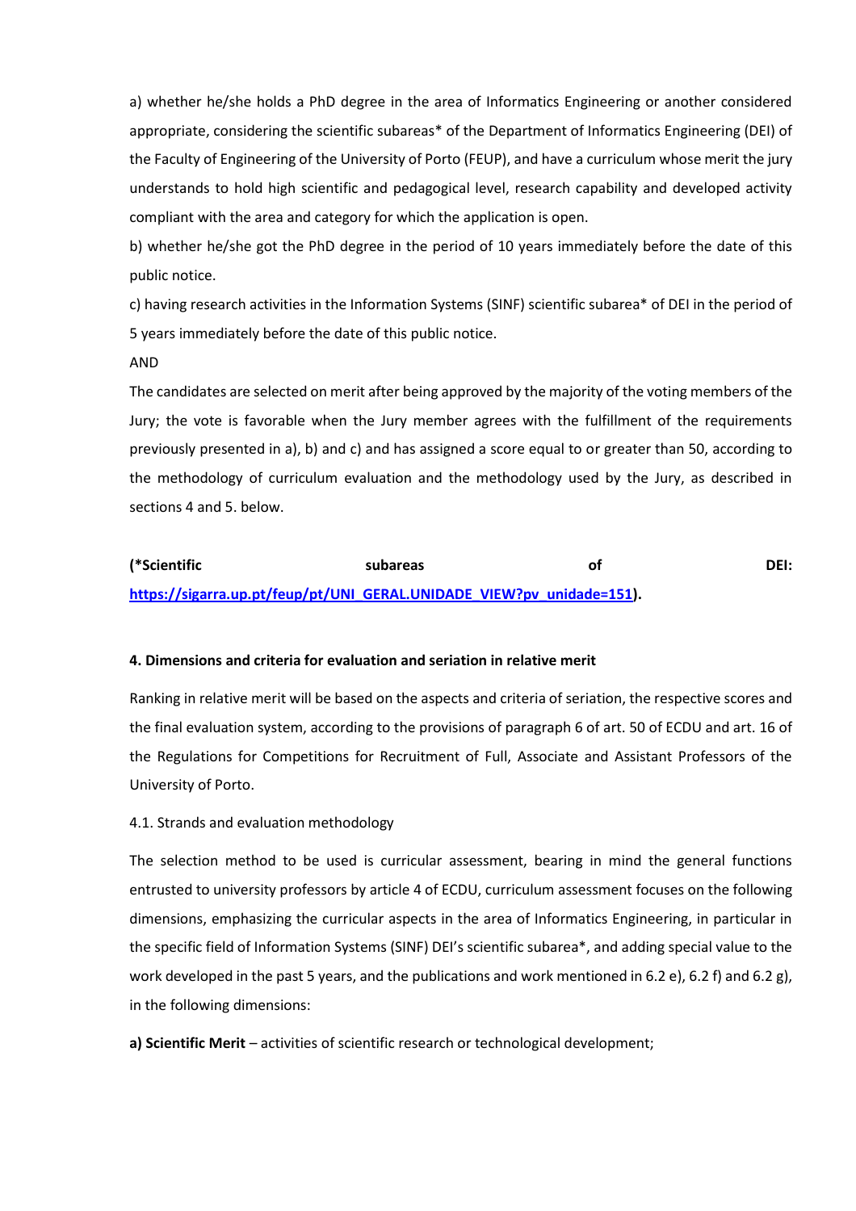a) whether he/she holds a PhD degree in the area of Informatics Engineering or another considered appropriate, considering the scientific subareas* of the Department of Informatics Engineering (DEI) of the Faculty of Engineering of the University of Porto (FEUP), and have a curriculum whose merit the jury understands to hold high scientific and pedagogical level, research capability and developed activity compliant with the area and category for which the application is open.

b) whether he/she got the PhD degree in the period of 10 years immediately before the date of this public notice.

c) having research activities in the Information Systems (SINF) scientific subarea* of DEI in the period of 5 years immediately before the date of this public notice.

AND

The candidates are selected on merit after being approved by the majority of the voting members of the Jury; the vote is favorable when the Jury member agrees with the fulfillment of the requirements previously presented in a), b) and c) and has assigned a score equal to or greater than 50, according to the methodology of curriculum evaluation and the methodology used by the Jury, as described in sections 4 and 5. below.

**(*Scientific subareas of DEI: [https://sigarra.up.pt/feup/pt/UNI_GERAL.UNIDADE_VIEW?pv_unidade=151](https://sigarra.up.pt/feup/pt/UNI_GERAL.UNIDADE_VIEW?pv_unidade=151)).**

#### 4. Dimensions and criteria for evaluation and seriation in relative merit

Ranking in relative merit will be based on the aspects and criteria of seriation, the respective scores and the final evaluation system, according to the provisions of paragraph 6 of art. 50 of ECDU and art. 16 of the Regulations for Competitions for Recruitment of Full, Associate and Assistant Professors of the University of Porto.

4.1. Strands and evaluation methodology

The selection method to be used is curricular assessment, bearing in mind the general functions entrusted to university professors by article 4 of ECDU, curriculum assessment focuses on the following dimensions, emphasizing the curricular aspects in the area of Informatics Engineering, in particular in the specific field of Information Systems (SINF) DEI's scientific subarea*, and adding special value to the work developed in the past 5 years, and the publications and work mentioned in 6.2 e), 6.2 f) and 6.2 g), in the following dimensions:

**a) Scientific Merit** – activities of scientific research or technological development;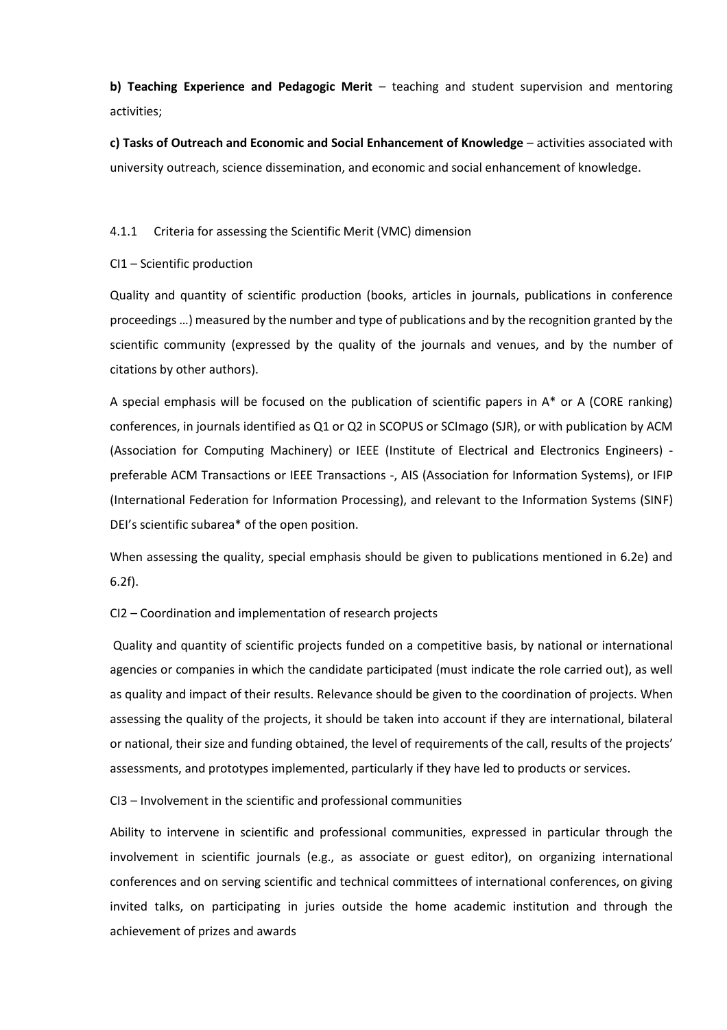**b) Teaching Experience and Pedagogic Merit** – teaching and student supervision and mentoring activities;

**c) Tasks of Outreach and Economic and Social Enhancement of Knowledge** – activities associated with university outreach, science dissemination, and economic and social enhancement of knowledge.

4.1.1 Criteria for assessing the Scientific Merit (VMC) dimension

CI1 – Scientific production

Quality and quantity of scientific production (books, articles in journals, publications in conference proceedings …) measured by the number and type of publications and by the recognition granted by the scientific community (expressed by the quality of the journals and venues, and by the number of citations by other authors).

A special emphasis will be focused on the publication of scientific papers in A* or A (CORE ranking) conferences, in journals identified as Q1 or Q2 in SCOPUS or SCImago (SJR), or with publication by ACM (Association for Computing Machinery) or IEEE (Institute of Electrical and Electronics Engineers) - preferable ACM Transactions or IEEE Transactions -, AIS (Association for Information Systems), or IFIP (International Federation for Information Processing), and relevant to the Information Systems (SINF) DEI's scientific subarea* of the open position.

When assessing the quality, special emphasis should be given to publications mentioned in 6.2e) and 6.2f).

CI2 – Coordination and implementation of research projects

Quality and quantity of scientific projects funded on a competitive basis, by national or international agencies or companies in which the candidate participated (must indicate the role carried out), as well as quality and impact of their results. Relevance should be given to the coordination of projects. When assessing the quality of the projects, it should be taken into account if they are international, bilateral or national, their size and funding obtained, the level of requirements of the call, results of the projects' assessments, and prototypes implemented, particularly if they have led to products or services.

CI3 – Involvement in the scientific and professional communities

Ability to intervene in scientific and professional communities, expressed in particular through the involvement in scientific journals (e.g., as associate or guest editor), on organizing international conferences and on serving scientific and technical committees of international conferences, on giving invited talks, on participating in juries outside the home academic institution and through the achievement of prizes and awards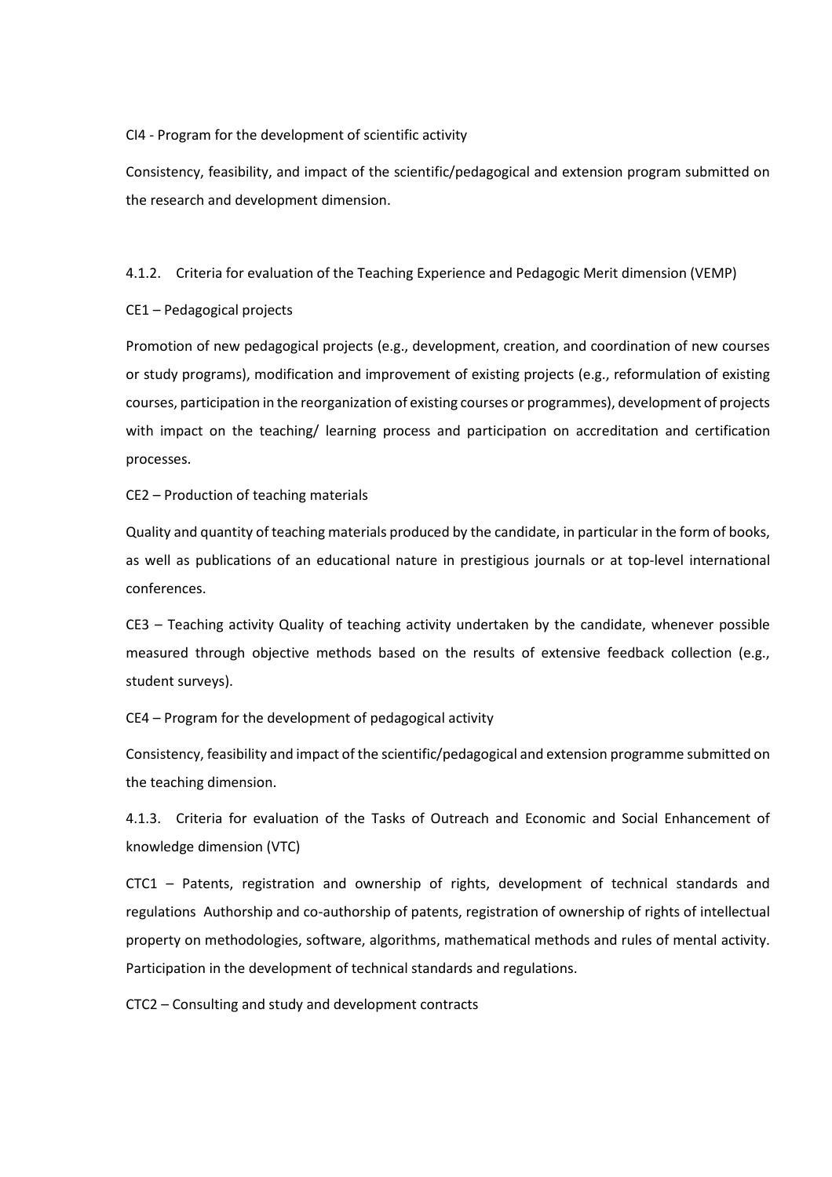CI4 - Program for the development of scientific activity

Consistency, feasibility, and impact of the scientific/pedagogical and extension program submitted on the research and development dimension.

#### 4.1.2. Criteria for evaluation of the Teaching Experience and Pedagogic Merit dimension (VEMP)

CE1 – Pedagogical projects

Promotion of new pedagogical projects (e.g., development, creation, and coordination of new courses or study programs), modification and improvement of existing projects (e.g., reformulation of existing courses, participation in the reorganization of existing courses or programmes), development of projects with impact on the teaching/ learning process and participation on accreditation and certification processes.

CE2 – Production of teaching materials

Quality and quantity of teaching materials produced by the candidate, in particular in the form of books, as well as publications of an educational nature in prestigious journals or at top-level international conferences.

CE3 – Teaching activity Quality of teaching activity undertaken by the candidate, whenever possible measured through objective methods based on the results of extensive feedback collection (e.g., student surveys).

CE4 – Program for the development of pedagogical activity

Consistency, feasibility and impact of the scientific/pedagogical and extension programme submitted on the teaching dimension.

#### 4.1.3. Criteria for evaluation of the Tasks of Outreach and Economic and Social Enhancement of knowledge dimension (VTC)

CTC1 – Patents, registration and ownership of rights, development of technical standards and regulations Authorship and co-authorship of patents, registration of ownership of rights of intellectual property on methodologies, software, algorithms, mathematical methods and rules of mental activity. Participation in the development of technical standards and regulations.

CTC2 – Consulting and study and development contracts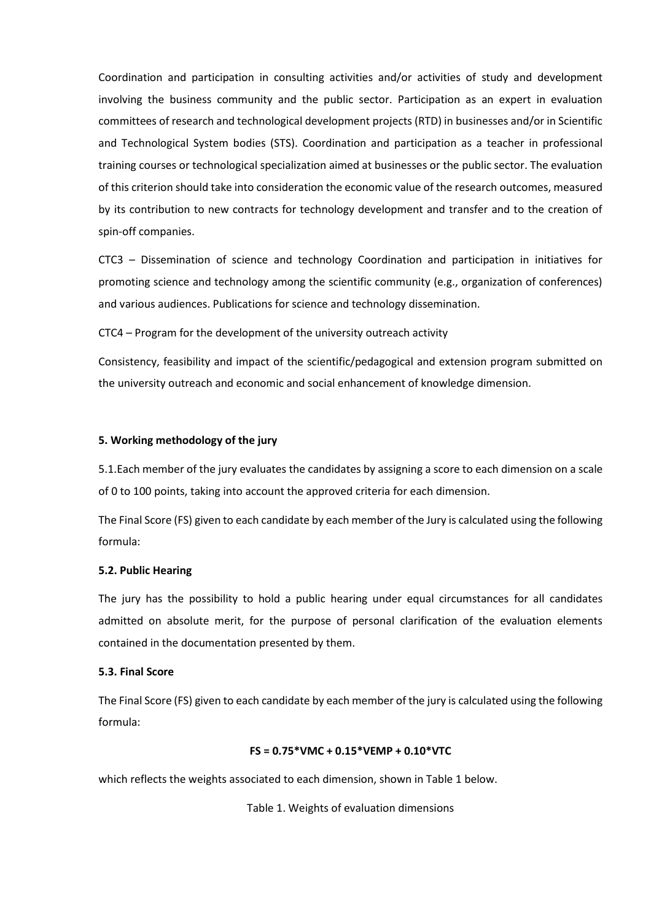Coordination and participation in consulting activities and/or activities of study and development involving the business community and the public sector. Participation as an expert in evaluation committees of research and technological development projects (RTD) in businesses and/or in Scientific and Technological System bodies (STS). Coordination and participation as a teacher in professional training courses or technological specialization aimed at businesses or the public sector. The evaluation of this criterion should take into consideration the economic value of the research outcomes, measured by its contribution to new contracts for technology development and transfer and to the creation of spin-off companies.

CTC3 – Dissemination of science and technology Coordination and participation in initiatives for promoting science and technology among the scientific community (e.g., organization of conferences) and various audiences. Publications for science and technology dissemination.

CTC4 – Program for the development of the university outreach activity

Consistency, feasibility and impact of the scientific/pedagogical and extension program submitted on the university outreach and economic and social enhancement of knowledge dimension.

### 5. Working methodology of the jury

5.1.Each member of the jury evaluates the candidates by assigning a score to each dimension on a scale of 0 to 100 points, taking into account the approved criteria for each dimension.

The Final Score (FS) given to each candidate by each member of the Jury is calculated using the following formula:

#### 5.2. Public Hearing

The jury has the possibility to hold a public hearing under equal circumstances for all candidates admitted on absolute merit, for the purpose of personal clarification of the evaluation elements contained in the documentation presented by them.

#### 5.3. Final Score

The Final Score (FS) given to each candidate by each member of the jury is calculated using the following formula:

$$FS = 0.75*VMC + 0.15*VEMP + 0.10*VTC$$

which reflects the weights associated to each dimension, shown in Table 1 below.

Table 1. Weights of evaluation dimensions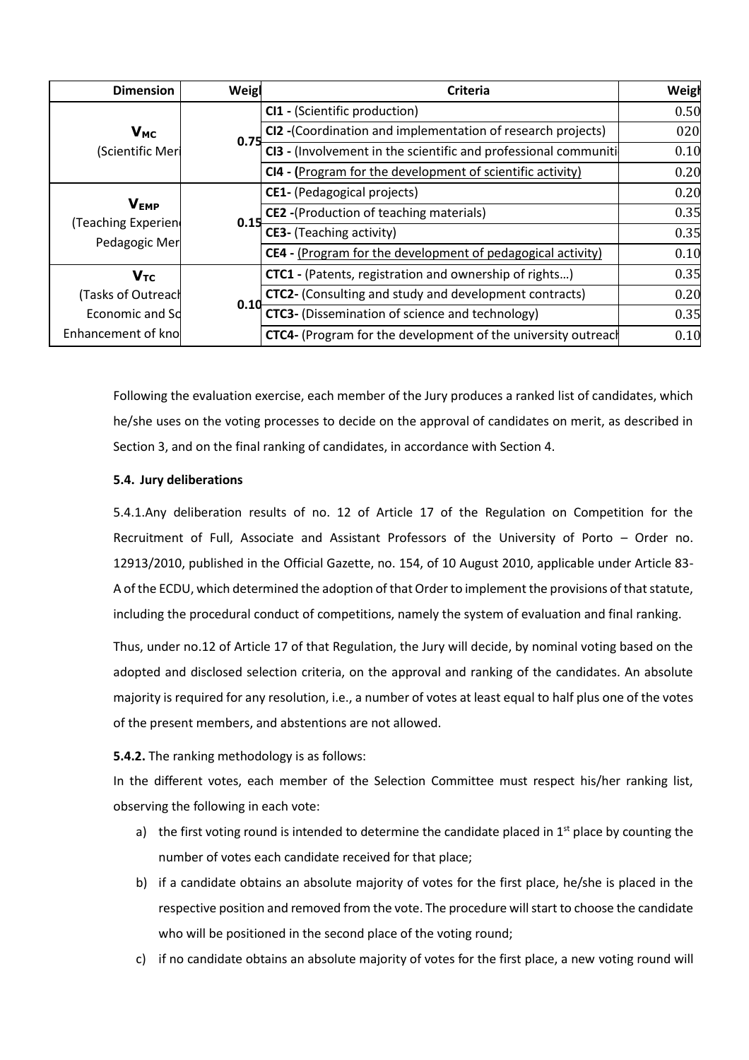| Dimension | Weigl | Criteria | Weigl |
|---|---|---|---|
| $V_{MC}$ (Scientific Meri | 0.75 | **CI1 -** (Scientific production) | 0.50 |
| | | **CI2 -**(Coordination and implementation of research projects) | 020 |
| | | **CI3 -** (Involvement in the scientific and professional communiti | 0.10 |
| | | **CI4 - (**Program for the development of scientific activity) | 0.20 |
| $V_{EMP}$ (Teaching Experien Pedagogic Mer | 0.15 | **CE1-** (Pedagogical projects) | 0.20 |
| | | **CE2 -**(Production of teaching materials) | 0.35 |
| | | **CE3-** (Teaching activity) | 0.35 |
| | | **CE4 -** (Program for the development of pedagogical activity) | 0.10 |
| $V_{TC}$ (Tasks of Outreach Economic and So Enhancement of kno | 0.10 | **CTC1 -** (Patents, registration and ownership of rights…) | 0.35 |
| | | **CTC2-** (Consulting and study and development contracts) | 0.20 |
| | | **CTC3-** (Dissemination of science and technology) | 0.35 |
| | | **CTC4-** (Program for the development of the university outreach | 0.10 |

Following the evaluation exercise, each member of the Jury produces a ranked list of candidates, which he/she uses on the voting processes to decide on the approval of candidates on merit, as described in Section 3, and on the final ranking of candidates, in accordance with Section 4.

**5.4. Jury deliberations**

5.4.1.Any deliberation results of no. 12 of Article 17 of the Regulation on Competition for the Recruitment of Full, Associate and Assistant Professors of the University of Porto – Order no. 12913/2010, published in the Official Gazette, no. 154, of 10 August 2010, applicable under Article 83-A of the ECDU, which determined the adoption of that Order to implement the provisions of that statute, including the procedural conduct of competitions, namely the system of evaluation and final ranking.

Thus, under no.12 of Article 17 of that Regulation, the Jury will decide, by nominal voting based on the adopted and disclosed selection criteria, on the approval and ranking of the candidates. An absolute majority is required for any resolution, i.e., a number of votes at least equal to half plus one of the votes of the present members, and abstentions are not allowed.

**5.4.2.** The ranking methodology is as follows:

In the different votes, each member of the Selection Committee must respect his/her ranking list, observing the following in each vote:

a) the first voting round is intended to determine the candidate placed in 1st place by counting the number of votes each candidate received for that place;

b) if a candidate obtains an absolute majority of votes for the first place, he/she is placed in the respective position and removed from the vote. The procedure will start to choose the candidate who will be positioned in the second place of the voting round;

c) if no candidate obtains an absolute majority of votes for the first place, a new voting round will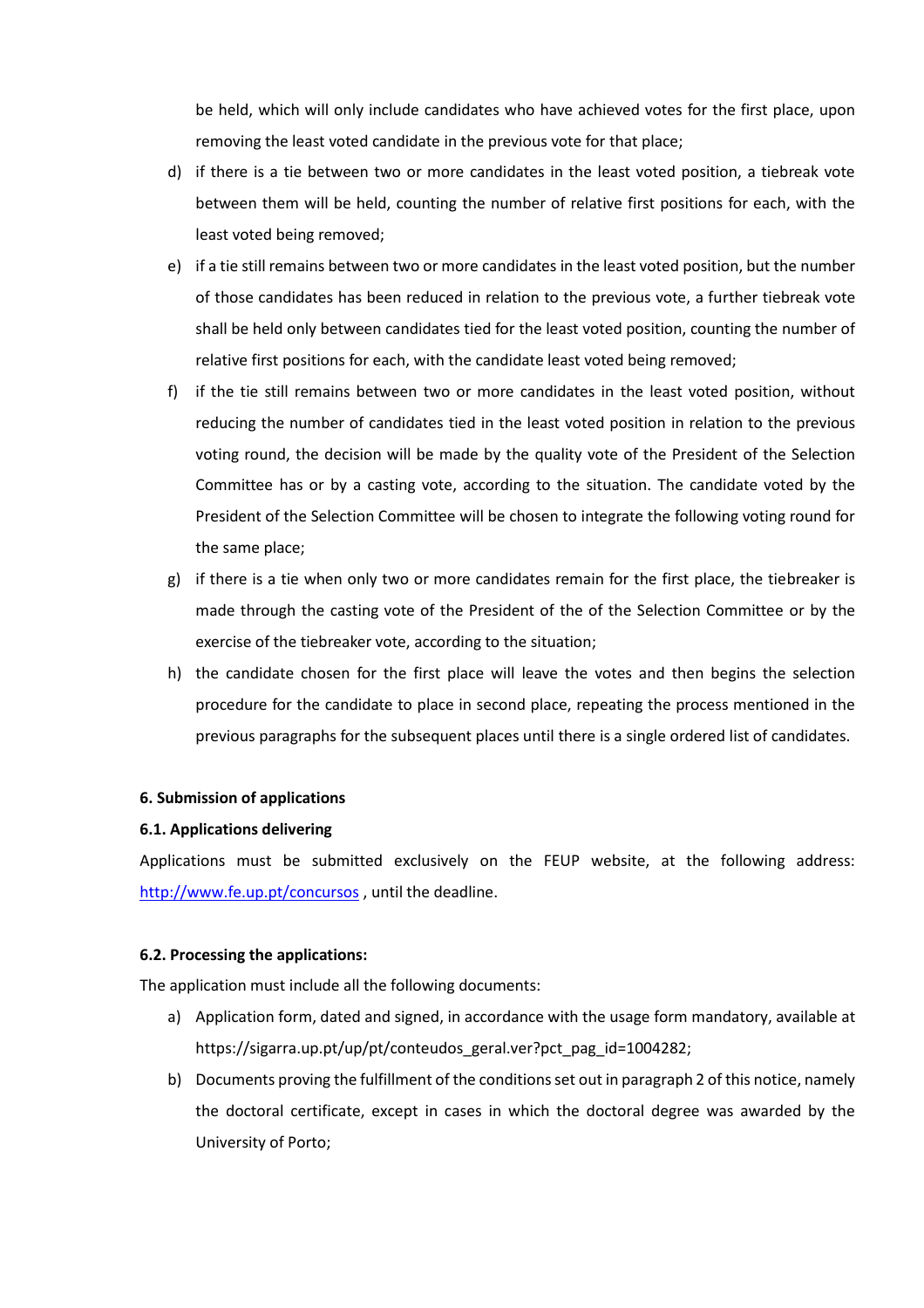be held, which will only include candidates who have achieved votes for the first place, upon removing the least voted candidate in the previous vote for that place;

d) if there is a tie between two or more candidates in the least voted position, a tiebreak vote between them will be held, counting the number of relative first positions for each, with the least voted being removed;

e) if a tie still remains between two or more candidates in the least voted position, but the number of those candidates has been reduced in relation to the previous vote, a further tiebreak vote shall be held only between candidates tied for the least voted position, counting the number of relative first positions for each, with the candidate least voted being removed;

f) if the tie still remains between two or more candidates in the least voted position, without reducing the number of candidates tied in the least voted position in relation to the previous voting round, the decision will be made by the quality vote of the President of the Selection Committee has or by a casting vote, according to the situation. The candidate voted by the President of the Selection Committee will be chosen to integrate the following voting round for the same place;

g) if there is a tie when only two or more candidates remain for the first place, the tiebreaker is made through the casting vote of the President of the of the Selection Committee or by the exercise of the tiebreaker vote, according to the situation;

h) the candidate chosen for the first place will leave the votes and then begins the selection procedure for the candidate to place in second place, repeating the process mentioned in the previous paragraphs for the subsequent places until there is a single ordered list of candidates.

## 6. Submission of applications

### 6.1. Applications delivering

Applications must be submitted exclusively on the FEUP website, at the following address: [http://www.fe.up.pt/concursos](http://www.fe.up.pt/concursos) , until the deadline.

### 6.2. Processing the applications:

The application must include all the following documents:

a) Application form, dated and signed, in accordance with the usage form mandatory, available at https://sigarra.up.pt/up/pt/conteudos_geral.ver?pct_pag_id=1004282;

b) Documents proving the fulfillment of the conditions set out in paragraph 2 of this notice, namely the doctoral certificate, except in cases in which the doctoral degree was awarded by the University of Porto;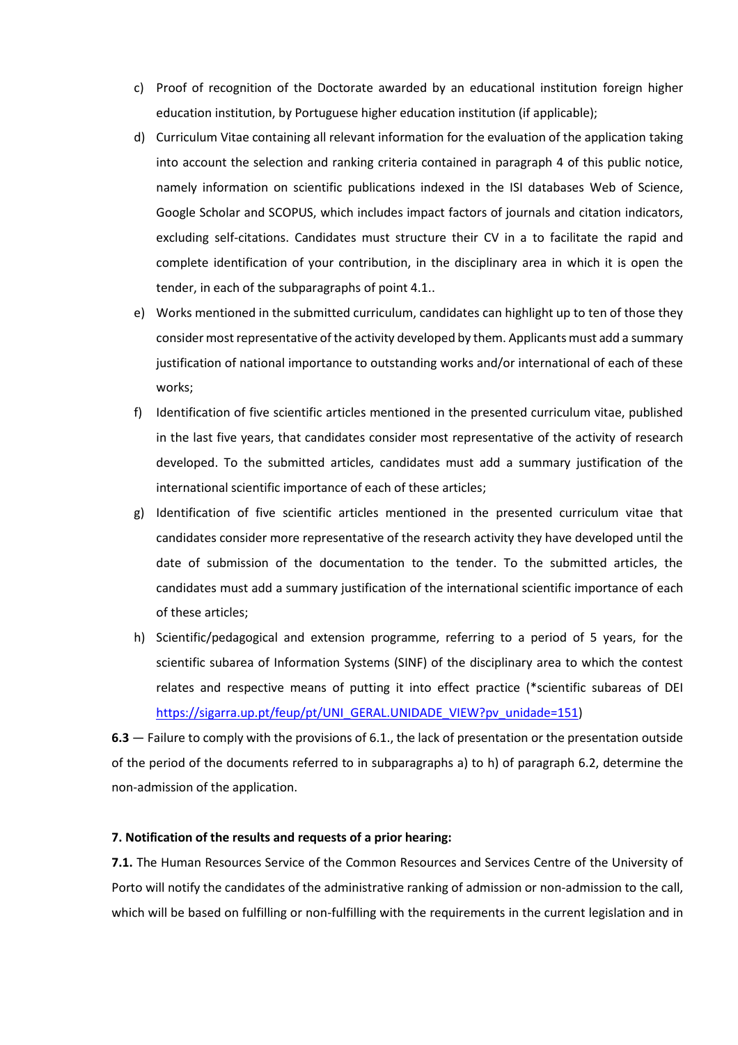c) Proof of recognition of the Doctorate awarded by an educational institution foreign higher education institution, by Portuguese higher education institution (if applicable);

d) Curriculum Vitae containing all relevant information for the evaluation of the application taking into account the selection and ranking criteria contained in paragraph 4 of this public notice, namely information on scientific publications indexed in the ISI databases Web of Science, Google Scholar and SCOPUS, which includes impact factors of journals and citation indicators, excluding self-citations. Candidates must structure their CV in a to facilitate the rapid and complete identification of your contribution, in the disciplinary area in which it is open the tender, in each of the subparagraphs of point 4.1..

e) Works mentioned in the submitted curriculum, candidates can highlight up to ten of those they consider most representative of the activity developed by them. Applicants must add a summary justification of national importance to outstanding works and/or international of each of these works;

f) Identification of five scientific articles mentioned in the presented curriculum vitae, published in the last five years, that candidates consider most representative of the activity of research developed. To the submitted articles, candidates must add a summary justification of the international scientific importance of each of these articles;

g) Identification of five scientific articles mentioned in the presented curriculum vitae that candidates consider more representative of the research activity they have developed until the date of submission of the documentation to the tender. To the submitted articles, the candidates must add a summary justification of the international scientific importance of each of these articles;

h) Scientific/pedagogical and extension programme, referring to a period of 5 years, for the scientific subarea of Information Systems (SINF) of the disciplinary area to which the contest relates and respective means of putting it into effect practice (*scientific subareas of DEI https://sigarra.up.pt/feup/pt/UNI_GERAL.UNIDADE_VIEW?pv_unidade=151)

**6.3** — Failure to comply with the provisions of 6.1., the lack of presentation or the presentation outside of the period of the documents referred to in subparagraphs a) to h) of paragraph 6.2, determine the non-admission of the application.

**7. Notification of the results and requests of a prior hearing:**

**7.1.** The Human Resources Service of the Common Resources and Services Centre of the University of Porto will notify the candidates of the administrative ranking of admission or non-admission to the call, which will be based on fulfilling or non-fulfilling with the requirements in the current legislation and in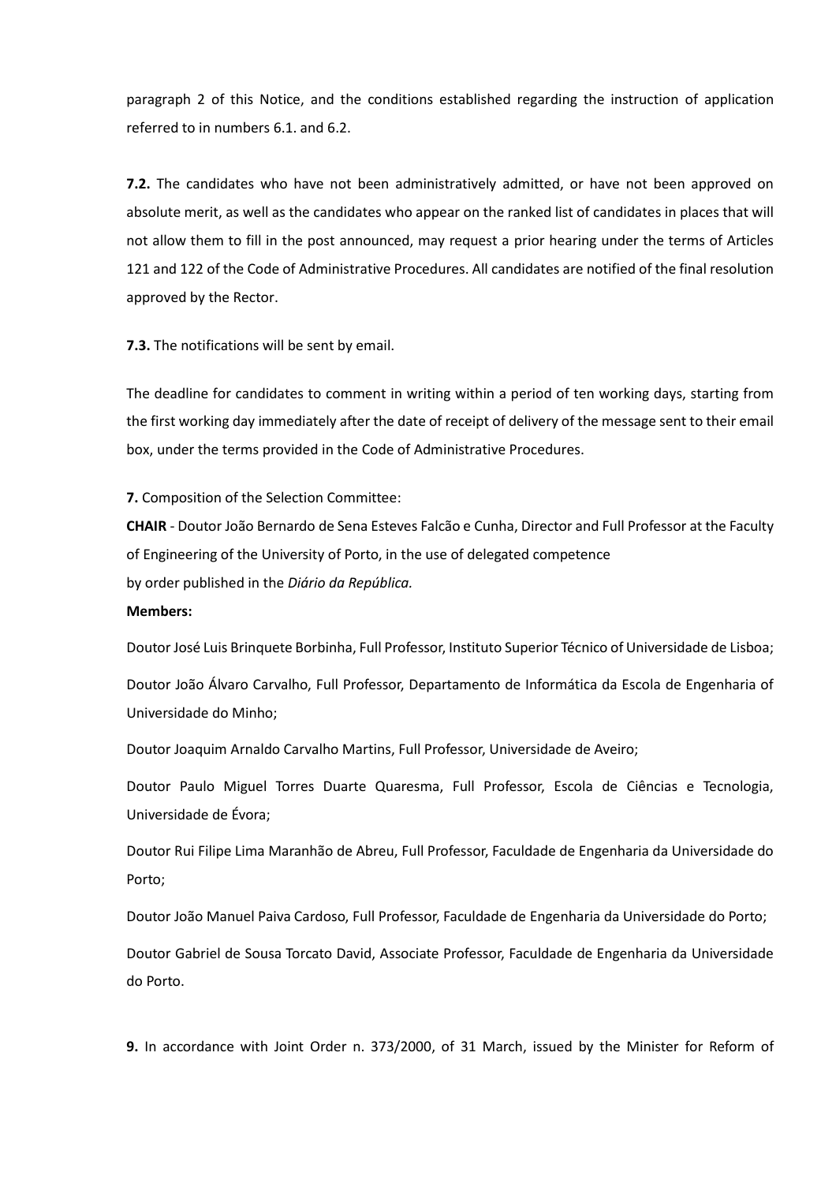paragraph 2 of this Notice, and the conditions established regarding the instruction of application referred to in numbers 6.1. and 6.2.

**7.2.** The candidates who have not been administratively admitted, or have not been approved on absolute merit, as well as the candidates who appear on the ranked list of candidates in places that will not allow them to fill in the post announced, may request a prior hearing under the terms of Articles 121 and 122 of the Code of Administrative Procedures. All candidates are notified of the final resolution approved by the Rector.

**7.3.** The notifications will be sent by email.

The deadline for candidates to comment in writing within a period of ten working days, starting from the first working day immediately after the date of receipt of delivery of the message sent to their email box, under the terms provided in the Code of Administrative Procedures.

**7.** Composition of the Selection Committee:

**CHAIR** - Doutor João Bernardo de Sena Esteves Falcão e Cunha, Director and Full Professor at the Faculty of Engineering of the University of Porto, in the use of delegated competence by order published in the *Diário da República.*

**Members:**

Doutor José Luis Brinquete Borbinha, Full Professor, Instituto Superior Técnico of Universidade de Lisboa;

Doutor João Álvaro Carvalho, Full Professor, Departamento de Informática da Escola de Engenharia of Universidade do Minho;

Doutor Joaquim Arnaldo Carvalho Martins, Full Professor, Universidade de Aveiro;

Doutor Paulo Miguel Torres Duarte Quaresma, Full Professor, Escola de Ciências e Tecnologia, Universidade de Évora;

Doutor Rui Filipe Lima Maranhão de Abreu, Full Professor, Faculdade de Engenharia da Universidade do Porto;

Doutor João Manuel Paiva Cardoso, Full Professor, Faculdade de Engenharia da Universidade do Porto;

Doutor Gabriel de Sousa Torcato David, Associate Professor, Faculdade de Engenharia da Universidade do Porto.

**9.** In accordance with Joint Order n. 373/2000, of 31 March, issued by the Minister for Reform of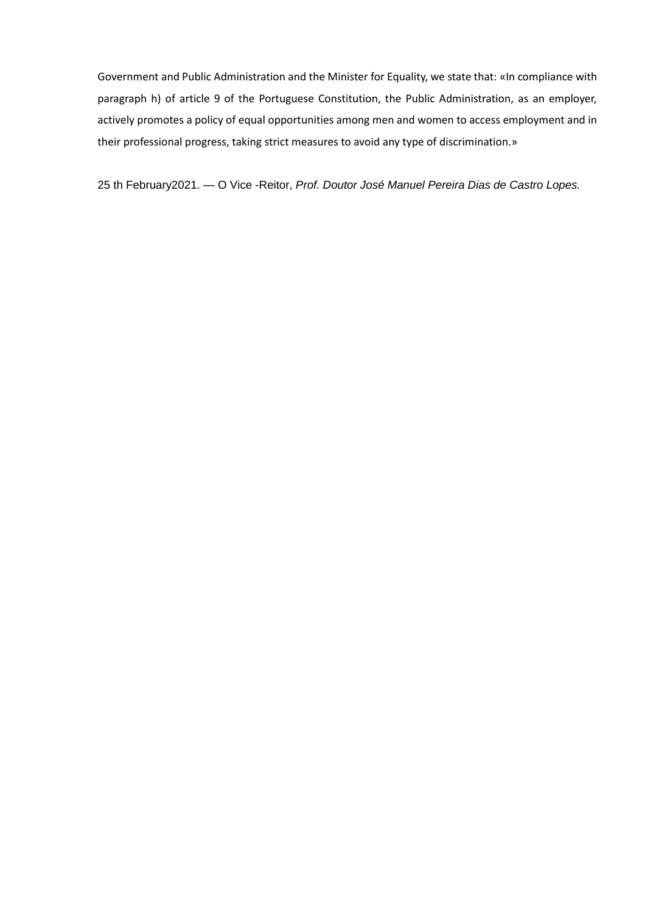Government and Public Administration and the Minister for Equality, we state that: «In compliance with paragraph h) of article 9 of the Portuguese Constitution, the Public Administration, as an employer, actively promotes a policy of equal opportunities among men and women to access employment and in their professional progress, taking strict measures to avoid any type of discrimination.»

25 th February2021. — O Vice -Reitor, *Prof. Doutor José Manuel Pereira Dias de Castro Lopes.*